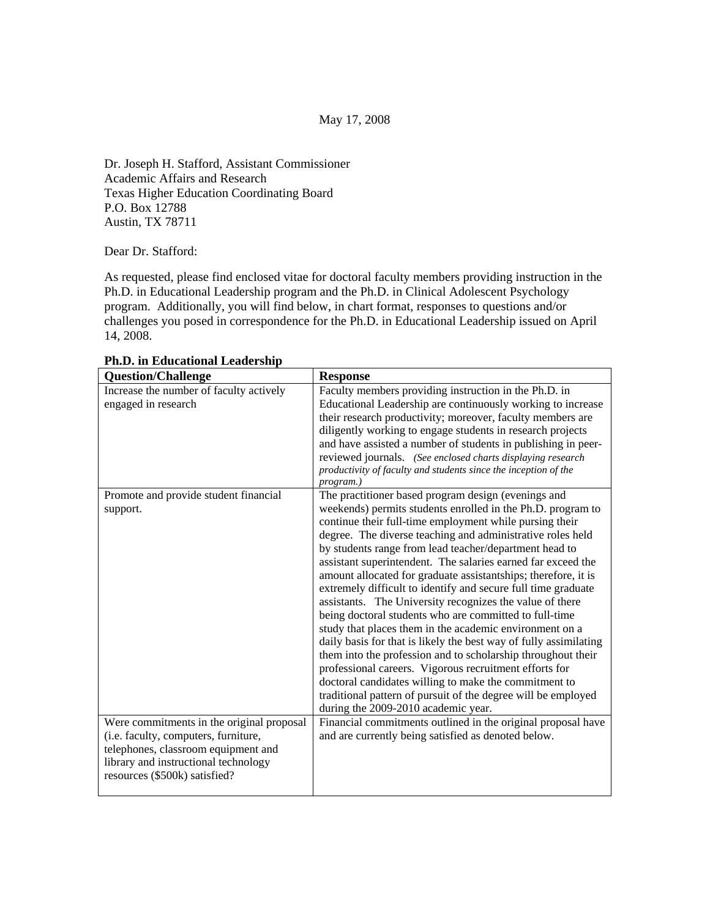May 17, 2008

Dr. Joseph H. Stafford, Assistant Commissioner
Academic Affairs and Research
Texas Higher Education Coordinating Board
P.O. Box 12788
Austin, TX 78711

Dear Dr. Stafford:

As requested, please find enclosed vitae for doctoral faculty members providing instruction in the Ph.D. in Educational Leadership program and the Ph.D. in Clinical Adolescent Psychology program. Additionally, you will find below, in chart format, responses to questions and/or challenges you posed in correspondence for the Ph.D. in Educational Leadership issued on April 14, 2008.

**Ph.D. in Educational Leadership**

| Question/Challenge | Response |
| --- | --- |
| Increase the number of faculty actively engaged in research | Faculty members providing instruction in the Ph.D. in Educational Leadership are continuously working to increase their research productivity; moreover, faculty members are diligently working to engage students in research projects and have assisted a number of students in publishing in peer-reviewed journals. *(See enclosed charts displaying research productivity of faculty and students since the inception of the program.)* |
| Promote and provide student financial support. | The practitioner based program design (evenings and weekends) permits students enrolled in the Ph.D. program to continue their full-time employment while pursing their degree. The diverse teaching and administrative roles held by students range from lead teacher/department head to assistant superintendent. The salaries earned far exceed the amount allocated for graduate assistantships; therefore, it is extremely difficult to identify and secure full time graduate assistants. The University recognizes the value of there being doctoral students who are committed to full-time study that places them in the academic environment on a daily basis for that is likely the best way of fully assimilating them into the profession and to scholarship throughout their professional careers. Vigorous recruitment efforts for doctoral candidates willing to make the commitment to traditional pattern of pursuit of the degree will be employed during the 2009-2010 academic year. |
| Were commitments in the original proposal (i.e. faculty, computers, furniture, telephones, classroom equipment and library and instructional technology resources ($500k) satisfied? | Financial commitments outlined in the original proposal have and are currently being satisfied as denoted below. |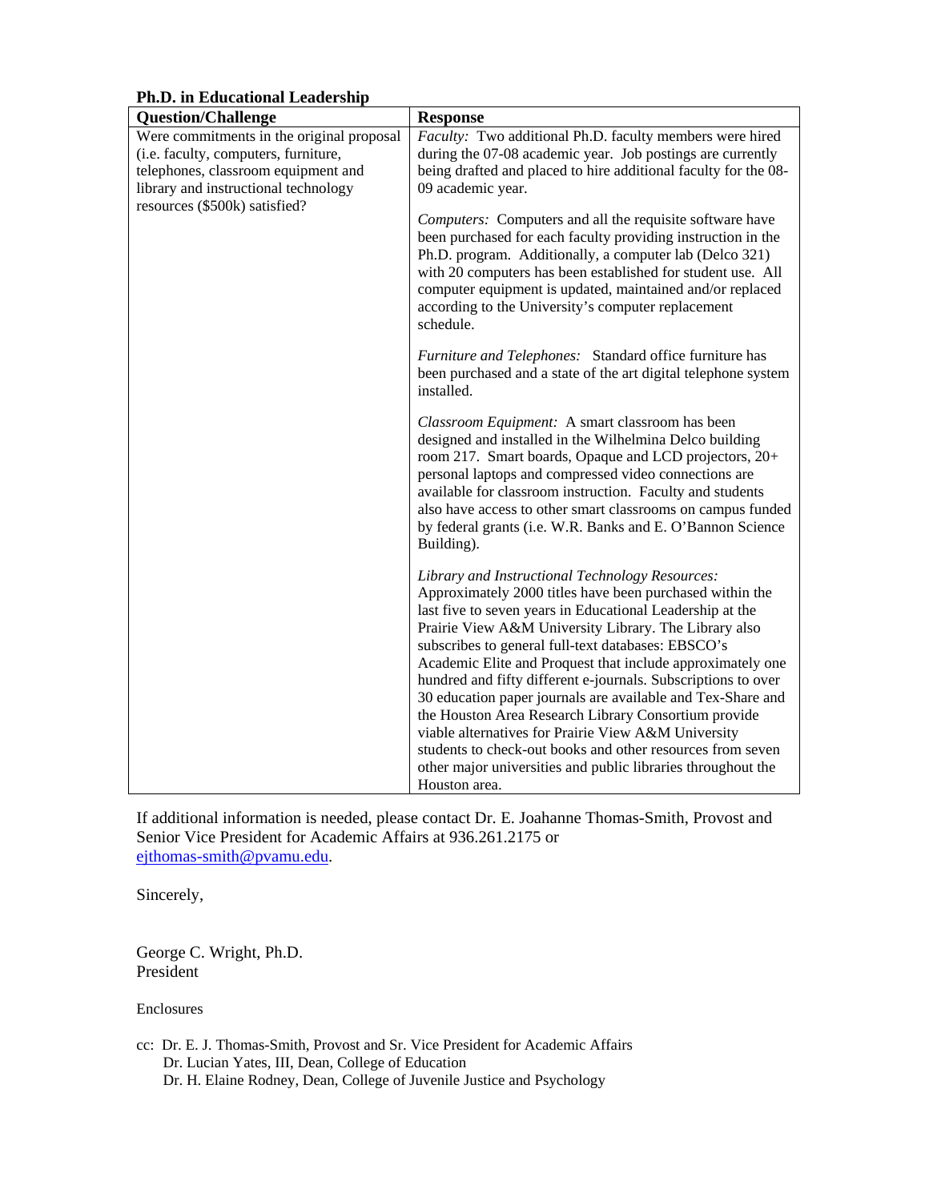**Ph.D. in Educational Leadership**

| Question/Challenge | Response |
|---|---|
| Were commitments in the original proposal (i.e. faculty, computers, furniture, telephones, classroom equipment and library and instructional technology resources ($500k) satisfied? | *Faculty:* Two additional Ph.D. faculty members were hired during the 07-08 academic year. Job postings are currently being drafted and placed to hire additional faculty for the 08-09 academic year.<br><br>*Computers:* Computers and all the requisite software have been purchased for each faculty providing instruction in the Ph.D. program. Additionally, a computer lab (Delco 321) with 20 computers has been established for student use. All computer equipment is updated, maintained and/or replaced according to the University's computer replacement schedule.<br><br>*Furniture and Telephones:* Standard office furniture has been purchased and a state of the art digital telephone system installed.<br><br>*Classroom Equipment:* A smart classroom has been designed and installed in the Wilhelmina Delco building room 217. Smart boards, Opaque and LCD projectors, 20+ personal laptops and compressed video connections are available for classroom instruction. Faculty and students also have access to other smart classrooms on campus funded by federal grants (i.e. W.R. Banks and E. O'Bannon Science Building).<br><br>*Library and Instructional Technology Resources:* Approximately 2000 titles have been purchased within the last five to seven years in Educational Leadership at the Prairie View A&M University Library. The Library also subscribes to general full-text databases: EBSCO's Academic Elite and Proquest that include approximately one hundred and fifty different e-journals. Subscriptions to over 30 education paper journals are available and Tex-Share and the Houston Area Research Library Consortium provide viable alternatives for Prairie View A&M University students to check-out books and other resources from seven other major universities and public libraries throughout the Houston area. |

If additional information is needed, please contact Dr. E. Joahanne Thomas-Smith, Provost and Senior Vice President for Academic Affairs at 936.261.2175 or ejthomas-smith@pvamu.edu.

Sincerely,

George C. Wright, Ph.D.
President

Enclosures

cc: Dr. E. J. Thomas-Smith, Provost and Sr. Vice President for Academic Affairs
Dr. Lucian Yates, III, Dean, College of Education
Dr. H. Elaine Rodney, Dean, College of Juvenile Justice and Psychology